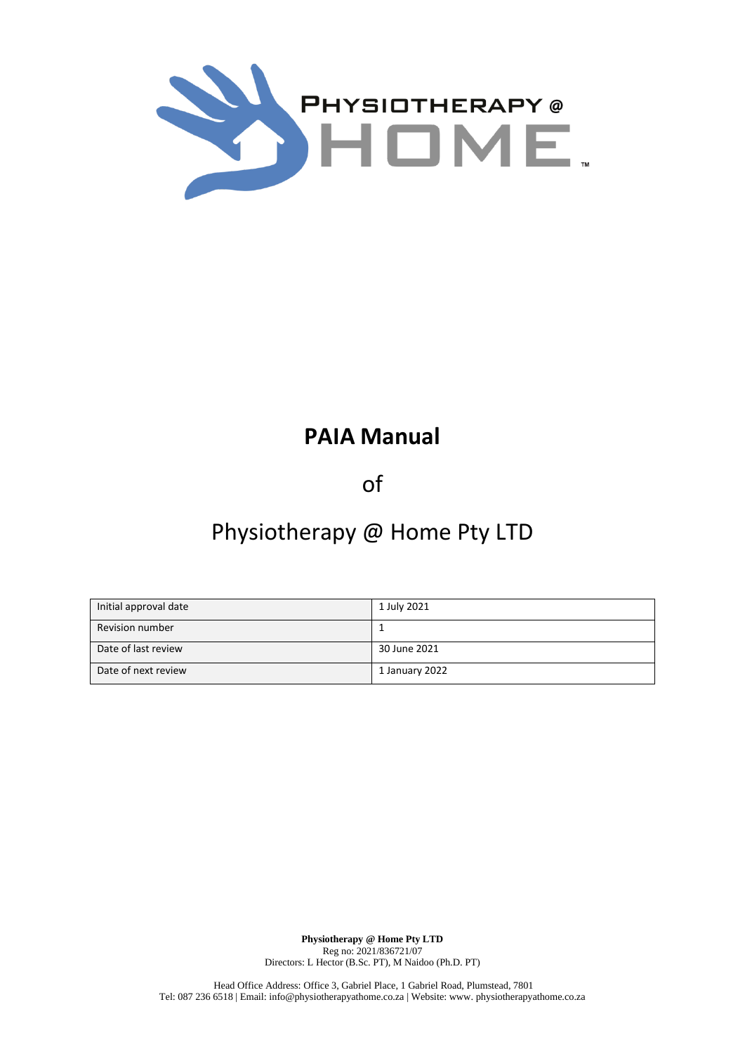# PAIA Manual

of

Physiotherapy @ Home Pty LTD

| Initial approval date | 1 July 2021 |
|---|---|
| Revision number | 1 |
| Date of last review | 30 June 2021 |
| Date of next review | 1 January 2022 |

**Physiotherapy @ Home Pty LTD**
Reg no: 2021/836721/07
Directors: L Hector (B.Sc. PT), M Naidoo (Ph.D. PT)

Head Office Address: Office 3, Gabriel Place, 1 Gabriel Road, Plumstead, 7801
Tel: 087 236 6518 | Email: info@physiotherapyathome.co.za | Website: www. physiotherapyathome.co.za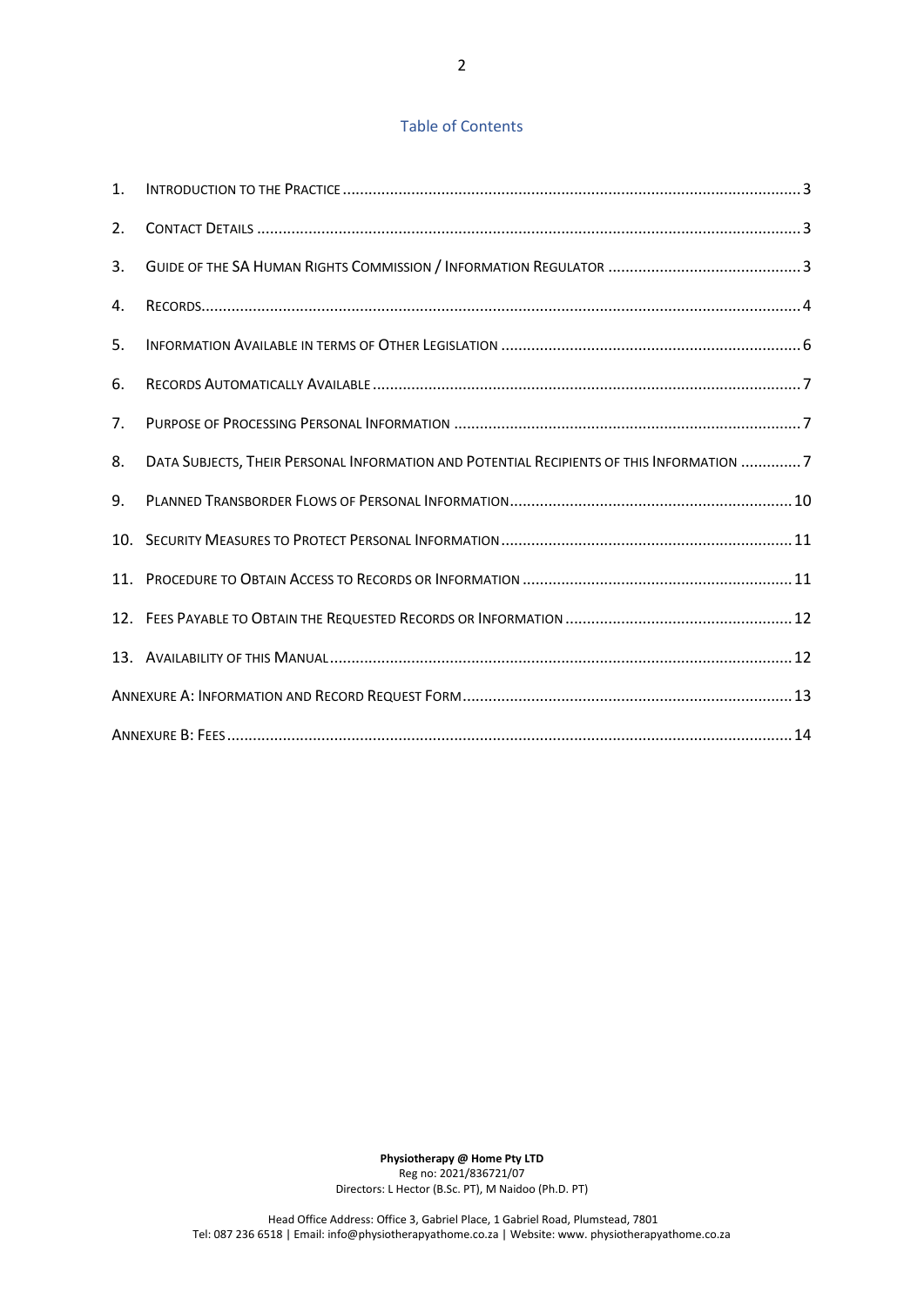## Table of Contents

1. Introduction to the Practice ........ 3
2. Contact Details ........ 3
3. Guide of the SA Human Rights Commission / Information Regulator ........ 3
4. Records ........ 4
5. Information Available in terms of Other Legislation ........ 6
6. Records Automatically Available ........ 7
7. Purpose of Processing Personal Information ........ 7
8. Data Subjects, Their Personal Information and Potential Recipients of this Information ........ 7
9. Planned Transborder Flows of Personal Information ........ 10
10. Security Measures to Protect Personal Information ........ 11
11. Procedure to Obtain Access to Records or Information ........ 11
12. Fees Payable to Obtain the Requested Records or Information ........ 12
13. Availability of this Manual ........ 12

Annexure A: Information and Record Request Form ........ 13

Annexure B: Fees ........ 14

**Physiotherapy @ Home Pty LTD**
Reg no: 2021/836721/07
Directors: L Hector (B.Sc. PT), M Naidoo (Ph.D. PT)

Head Office Address: Office 3, Gabriel Place, 1 Gabriel Road, Plumstead, 7801
Tel: 087 236 6518 | Email: info@physiotherapyathome.co.za | Website: www. physiotherapyathome.co.za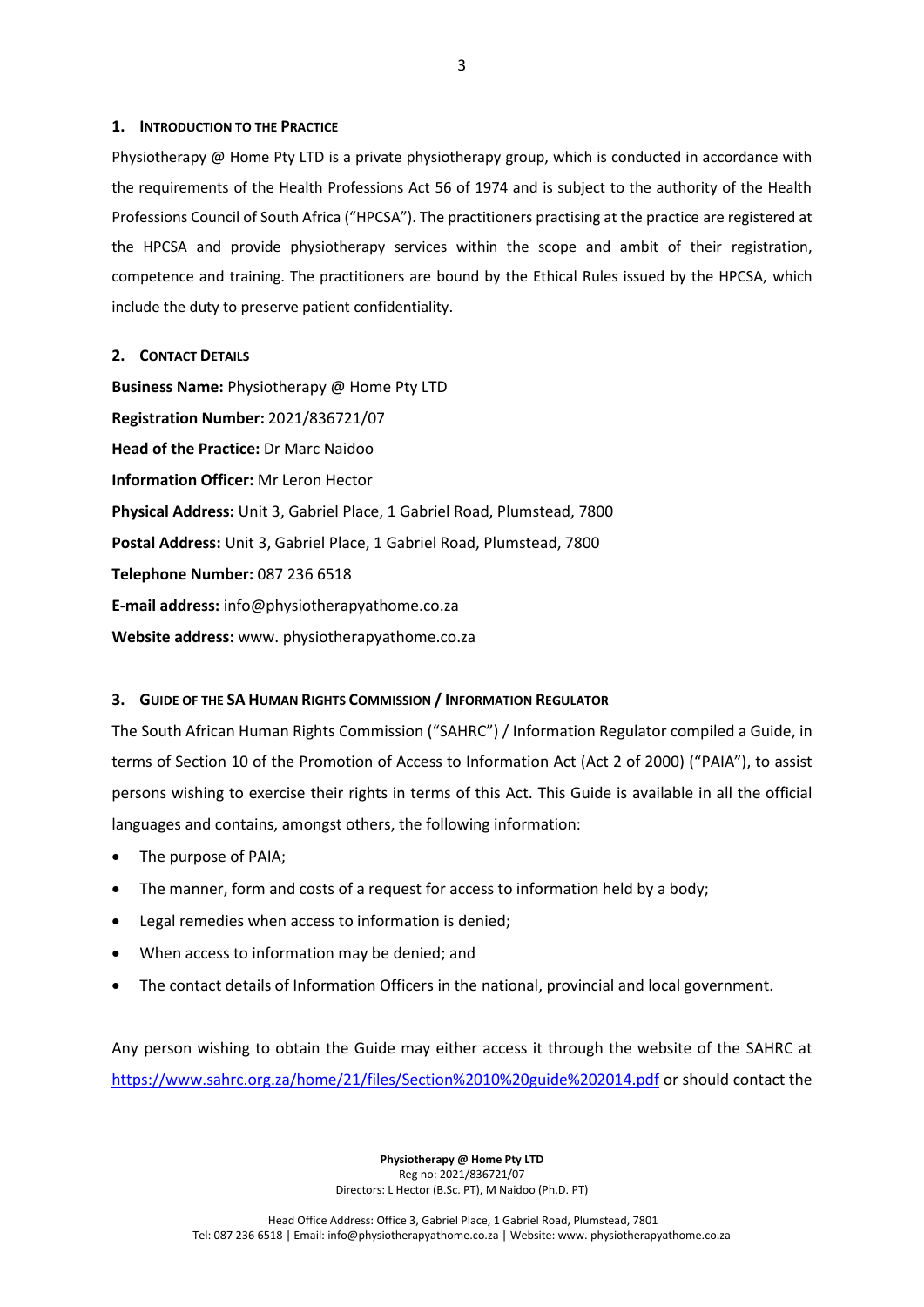## 1. Introduction to the Practice

Physiotherapy @ Home Pty LTD is a private physiotherapy group, which is conducted in accordance with the requirements of the Health Professions Act 56 of 1974 and is subject to the authority of the Health Professions Council of South Africa ("HPCSA"). The practitioners practising at the practice are registered at the HPCSA and provide physiotherapy services within the scope and ambit of their registration, competence and training. The practitioners are bound by the Ethical Rules issued by the HPCSA, which include the duty to preserve patient confidentiality.

## 2. Contact Details

**Business Name:** Physiotherapy @ Home Pty LTD

**Registration Number:** 2021/836721/07

**Head of the Practice:** Dr Marc Naidoo

**Information Officer:** Mr Leron Hector

**Physical Address:** Unit 3, Gabriel Place, 1 Gabriel Road, Plumstead, 7800

**Postal Address:** Unit 3, Gabriel Place, 1 Gabriel Road, Plumstead, 7800

**Telephone Number:** 087 236 6518

**E-mail address:** info@physiotherapyathome.co.za

**Website address:** www. physiotherapyathome.co.za

## 3. Guide of the SA Human Rights Commission / Information Regulator

The South African Human Rights Commission ("SAHRC") / Information Regulator compiled a Guide, in terms of Section 10 of the Promotion of Access to Information Act (Act 2 of 2000) ("PAIA"), to assist persons wishing to exercise their rights in terms of this Act. This Guide is available in all the official languages and contains, amongst others, the following information:

- The purpose of PAIA;
- The manner, form and costs of a request for access to information held by a body;
- Legal remedies when access to information is denied;
- When access to information may be denied; and
- The contact details of Information Officers in the national, provincial and local government.

Any person wishing to obtain the Guide may either access it through the website of the SAHRC at https://www.sahrc.org.za/home/21/files/Section%2010%20guide%202014.pdf or should contact the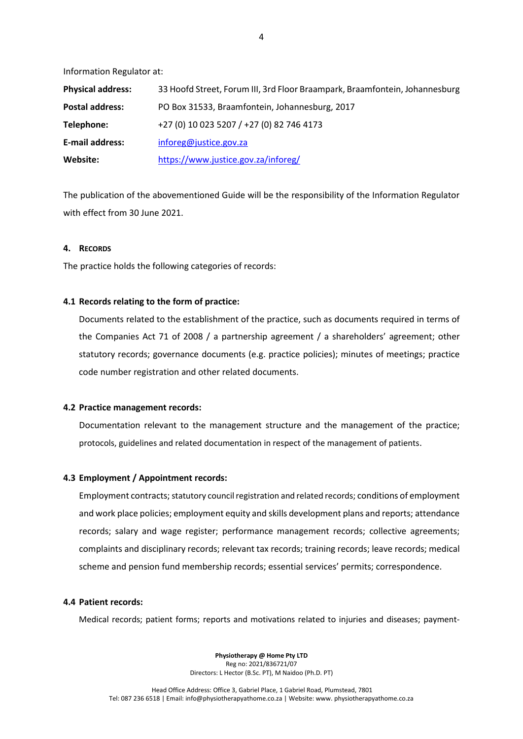Information Regulator at:

| | |
|---|---|
| **Physical address:** | 33 Hoofd Street, Forum III, 3rd Floor Braampark, Braamfontein, Johannesburg |
| **Postal address:** | PO Box 31533, Braamfontein, Johannesburg, 2017 |
| **Telephone:** | +27 (0) 10 023 5207 / +27 (0) 82 746 4173 |
| **E-mail address:** | inforeg@justice.gov.za |
| **Website:** | https://www.justice.gov.za/inforeg/ |

The publication of the abovementioned Guide will be the responsibility of the Information Regulator with effect from 30 June 2021.

## 4. RECORDS

The practice holds the following categories of records:

### 4.1 Records relating to the form of practice:

Documents related to the establishment of the practice, such as documents required in terms of the Companies Act 71 of 2008 / a partnership agreement / a shareholders' agreement; other statutory records; governance documents (e.g. practice policies); minutes of meetings; practice code number registration and other related documents.

### 4.2 Practice management records:

Documentation relevant to the management structure and the management of the practice; protocols, guidelines and related documentation in respect of the management of patients.

### 4.3 Employment / Appointment records:

Employment contracts; statutory council registration and related records; conditions of employment and work place policies; employment equity and skills development plans and reports; attendance records; salary and wage register; performance management records; collective agreements; complaints and disciplinary records; relevant tax records; training records; leave records; medical scheme and pension fund membership records; essential services' permits; correspondence.

### 4.4 Patient records:

Medical records; patient forms; reports and motivations related to injuries and diseases; payment-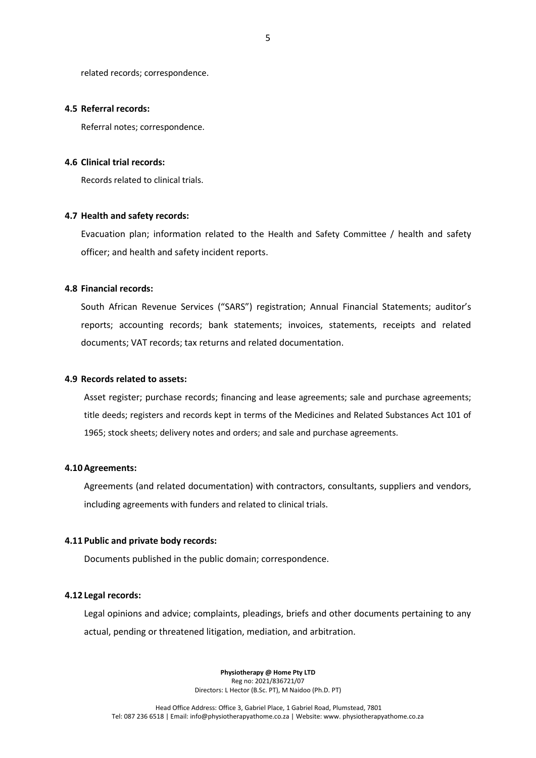related records; correspondence.

**4.5 Referral records:**

Referral notes; correspondence.

**4.6 Clinical trial records:**

Records related to clinical trials.

**4.7 Health and safety records:**

Evacuation plan; information related to the Health and Safety Committee / health and safety officer; and health and safety incident reports.

**4.8 Financial records:**

South African Revenue Services ("SARS") registration; Annual Financial Statements; auditor's reports; accounting records; bank statements; invoices, statements, receipts and related documents; VAT records; tax returns and related documentation.

**4.9 Records related to assets:**

Asset register; purchase records; financing and lease agreements; sale and purchase agreements; title deeds; registers and records kept in terms of the Medicines and Related Substances Act 101 of 1965; stock sheets; delivery notes and orders; and sale and purchase agreements.

**4.10 Agreements:**

Agreements (and related documentation) with contractors, consultants, suppliers and vendors, including agreements with funders and related to clinical trials.

**4.11 Public and private body records:**

Documents published in the public domain; correspondence.

**4.12 Legal records:**

Legal opinions and advice; complaints, pleadings, briefs and other documents pertaining to any actual, pending or threatened litigation, mediation, and arbitration.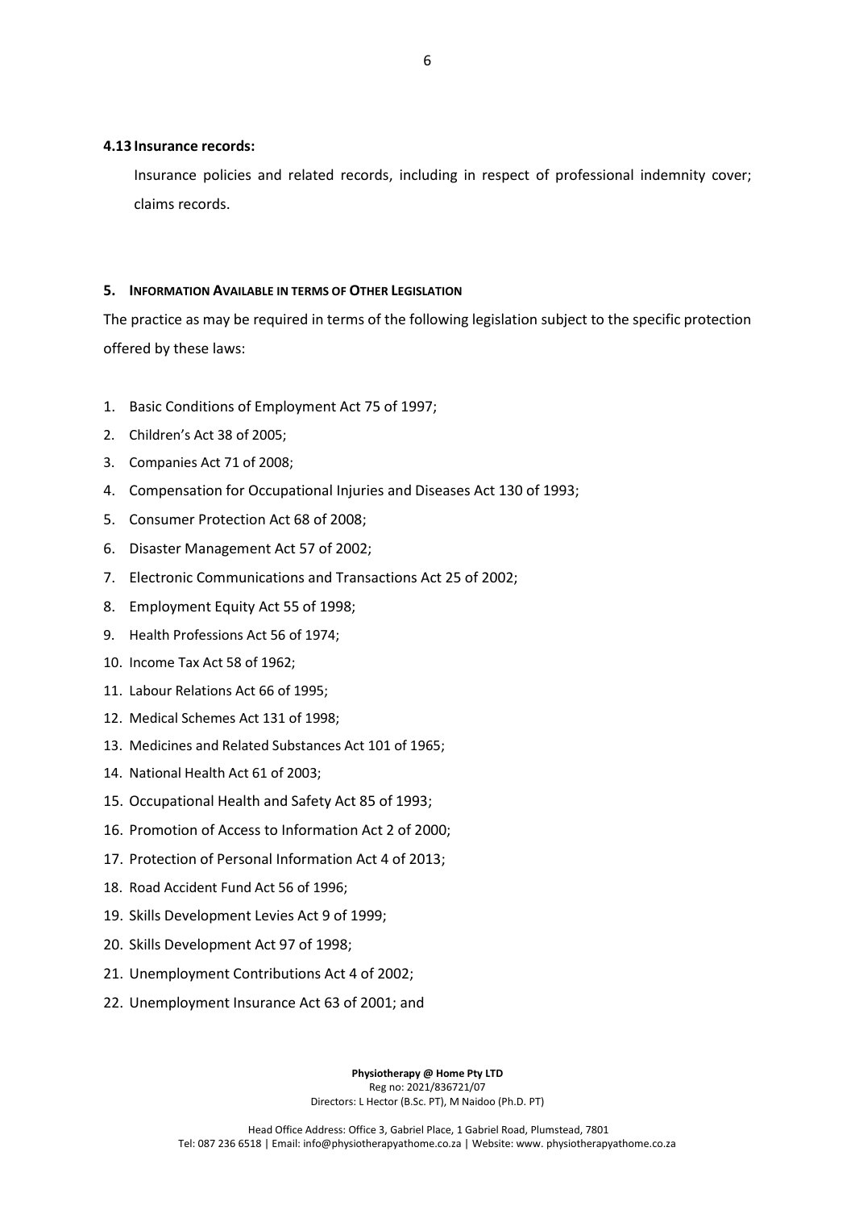### 4.13 Insurance records:

Insurance policies and related records, including in respect of professional indemnity cover; claims records.

## 5. Information Available in terms of Other Legislation

The practice as may be required in terms of the following legislation subject to the specific protection offered by these laws:

1. Basic Conditions of Employment Act 75 of 1997;
2. Children's Act 38 of 2005;
3. Companies Act 71 of 2008;
4. Compensation for Occupational Injuries and Diseases Act 130 of 1993;
5. Consumer Protection Act 68 of 2008;
6. Disaster Management Act 57 of 2002;
7. Electronic Communications and Transactions Act 25 of 2002;
8. Employment Equity Act 55 of 1998;
9. Health Professions Act 56 of 1974;
10. Income Tax Act 58 of 1962;
11. Labour Relations Act 66 of 1995;
12. Medical Schemes Act 131 of 1998;
13. Medicines and Related Substances Act 101 of 1965;
14. National Health Act 61 of 2003;
15. Occupational Health and Safety Act 85 of 1993;
16. Promotion of Access to Information Act 2 of 2000;
17. Protection of Personal Information Act 4 of 2013;
18. Road Accident Fund Act 56 of 1996;
19. Skills Development Levies Act 9 of 1999;
20. Skills Development Act 97 of 1998;
21. Unemployment Contributions Act 4 of 2002;
22. Unemployment Insurance Act 63 of 2001; and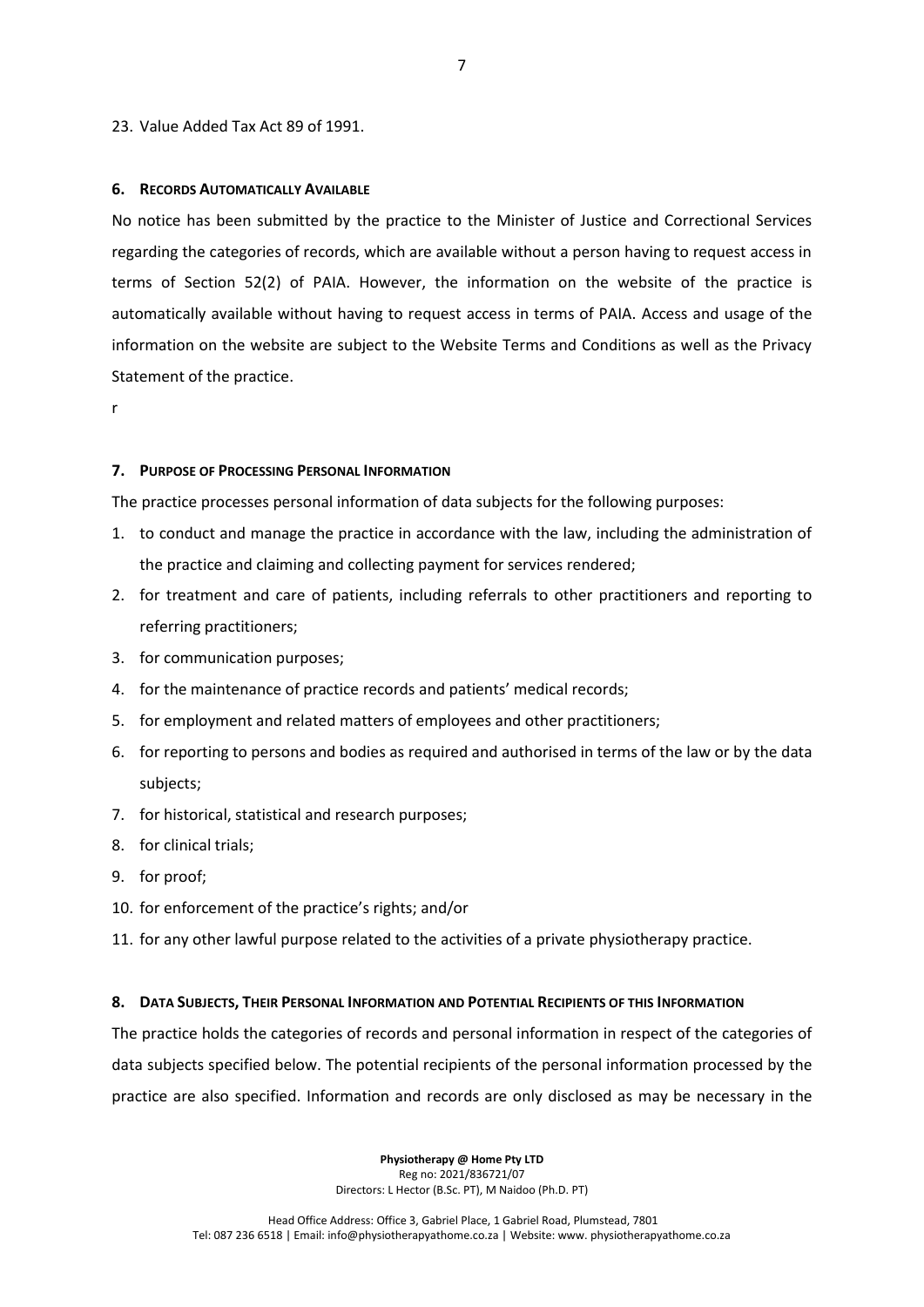23. Value Added Tax Act 89 of 1991.

## 6. Records Automatically Available

No notice has been submitted by the practice to the Minister of Justice and Correctional Services regarding the categories of records, which are available without a person having to request access in terms of Section 52(2) of PAIA. However, the information on the website of the practice is automatically available without having to request access in terms of PAIA. Access and usage of the information on the website are subject to the Website Terms and Conditions as well as the Privacy Statement of the practice.

r

## 7. Purpose of Processing Personal Information

The practice processes personal information of data subjects for the following purposes:

1. to conduct and manage the practice in accordance with the law, including the administration of the practice and claiming and collecting payment for services rendered;
2. for treatment and care of patients, including referrals to other practitioners and reporting to referring practitioners;
3. for communication purposes;
4. for the maintenance of practice records and patients' medical records;
5. for employment and related matters of employees and other practitioners;
6. for reporting to persons and bodies as required and authorised in terms of the law or by the data subjects;
7. for historical, statistical and research purposes;
8. for clinical trials;
9. for proof;
10. for enforcement of the practice's rights; and/or
11. for any other lawful purpose related to the activities of a private physiotherapy practice.

## 8. Data Subjects, Their Personal Information and Potential Recipients of this Information

The practice holds the categories of records and personal information in respect of the categories of data subjects specified below. The potential recipients of the personal information processed by the practice are also specified. Information and records are only disclosed as may be necessary in the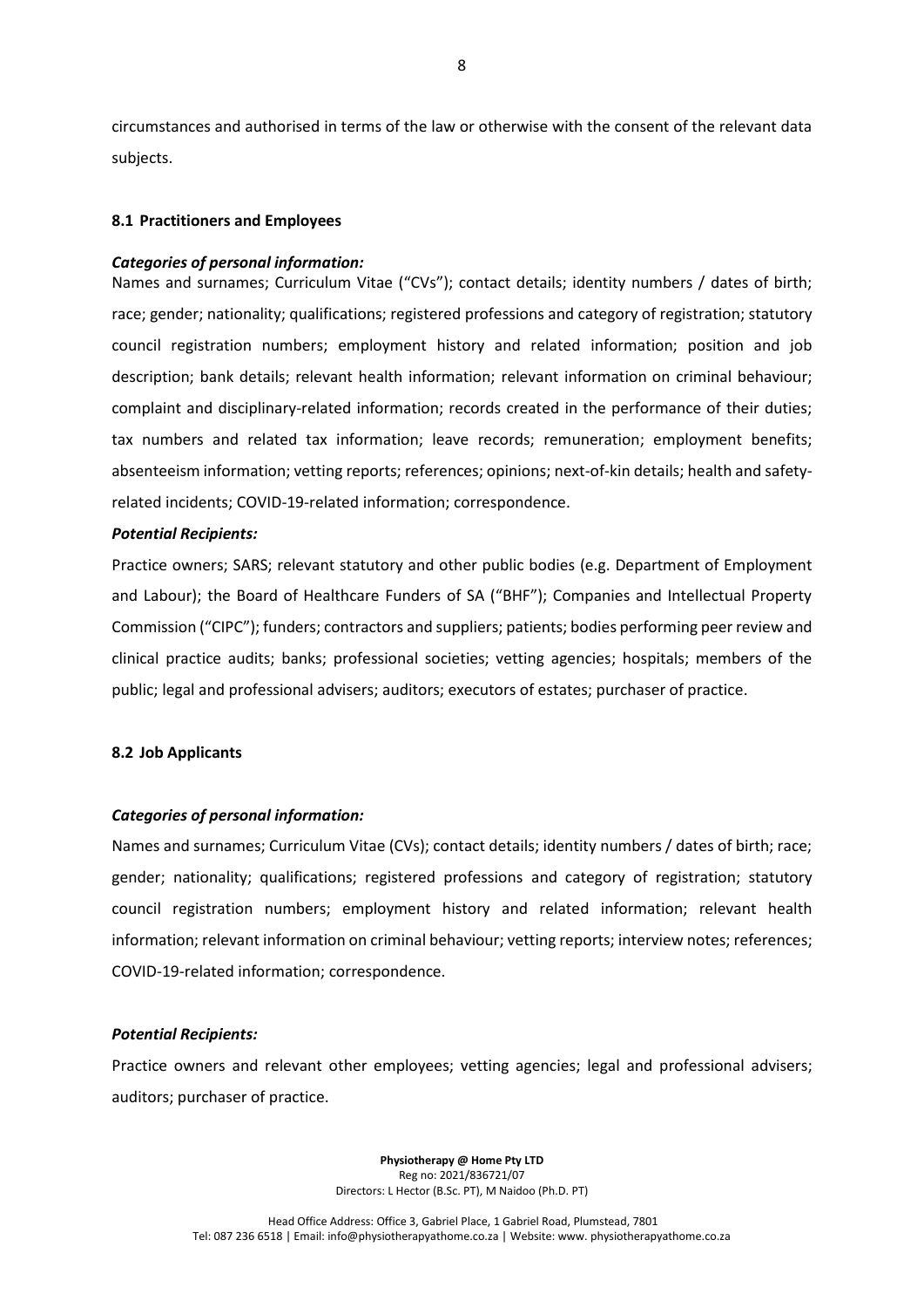circumstances and authorised in terms of the law or otherwise with the consent of the relevant data subjects.

### 8.1 Practitioners and Employees

***Categories of personal information:***

Names and surnames; Curriculum Vitae ("CVs"); contact details; identity numbers / dates of birth; race; gender; nationality; qualifications; registered professions and category of registration; statutory council registration numbers; employment history and related information; position and job description; bank details; relevant health information; relevant information on criminal behaviour; complaint and disciplinary-related information; records created in the performance of their duties; tax numbers and related tax information; leave records; remuneration; employment benefits; absenteeism information; vetting reports; references; opinions; next-of-kin details; health and safety-related incidents; COVID-19-related information; correspondence.

***Potential Recipients:***

Practice owners; SARS; relevant statutory and other public bodies (e.g. Department of Employment and Labour); the Board of Healthcare Funders of SA ("BHF"); Companies and Intellectual Property Commission ("CIPC"); funders; contractors and suppliers; patients; bodies performing peer review and clinical practice audits; banks; professional societies; vetting agencies; hospitals; members of the public; legal and professional advisers; auditors; executors of estates; purchaser of practice.

### 8.2 Job Applicants

***Categories of personal information:***

Names and surnames; Curriculum Vitae (CVs); contact details; identity numbers / dates of birth; race; gender; nationality; qualifications; registered professions and category of registration; statutory council registration numbers; employment history and related information; relevant health information; relevant information on criminal behaviour; vetting reports; interview notes; references; COVID-19-related information; correspondence.

***Potential Recipients:***

Practice owners and relevant other employees; vetting agencies; legal and professional advisers; auditors; purchaser of practice.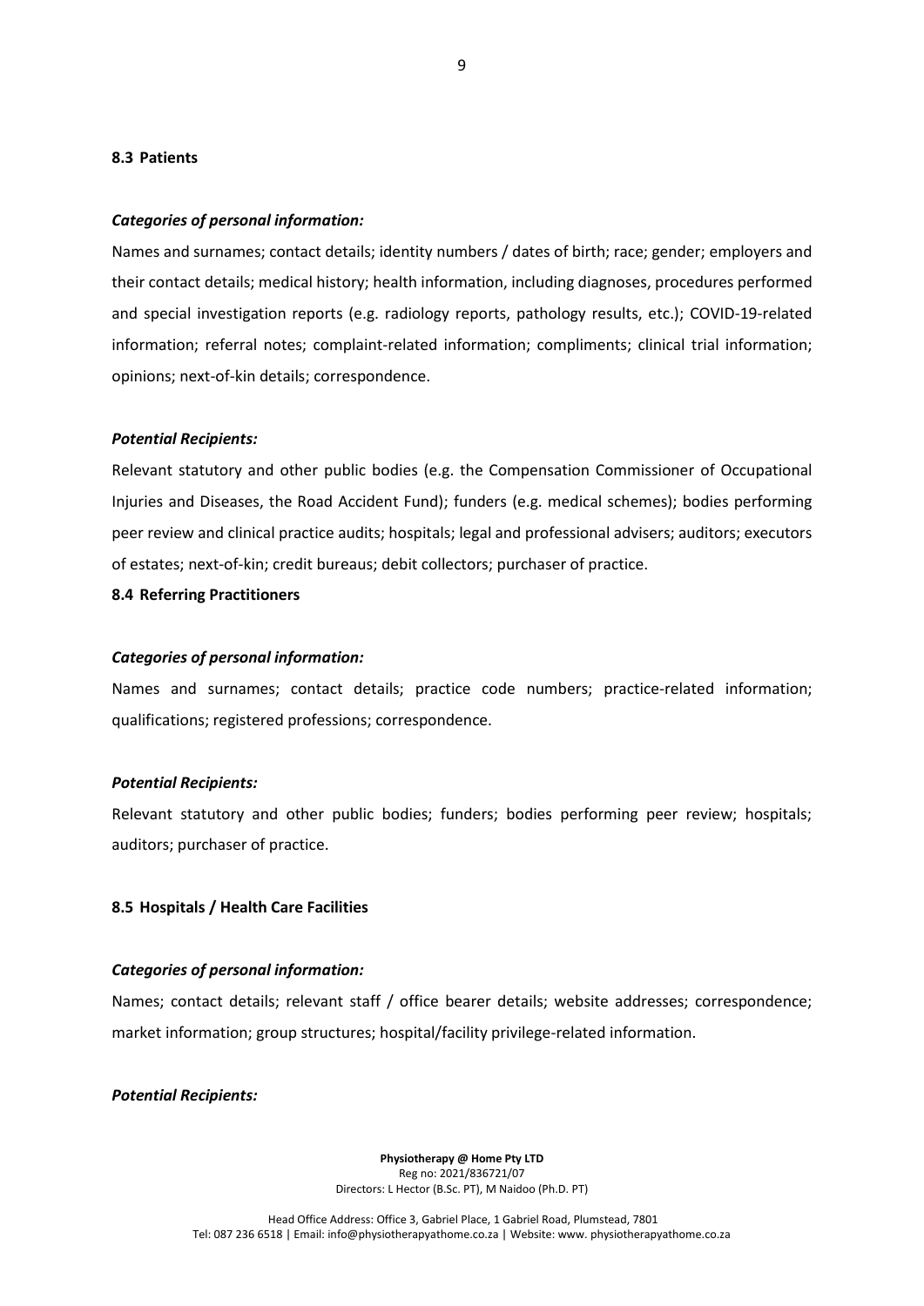### 8.3 Patients

***Categories of personal information:***

Names and surnames; contact details; identity numbers / dates of birth; race; gender; employers and their contact details; medical history; health information, including diagnoses, procedures performed and special investigation reports (e.g. radiology reports, pathology results, etc.); COVID-19-related information; referral notes; complaint-related information; compliments; clinical trial information; opinions; next-of-kin details; correspondence.

***Potential Recipients:***

Relevant statutory and other public bodies (e.g. the Compensation Commissioner of Occupational Injuries and Diseases, the Road Accident Fund); funders (e.g. medical schemes); bodies performing peer review and clinical practice audits; hospitals; legal and professional advisers; auditors; executors of estates; next-of-kin; credit bureaus; debit collectors; purchaser of practice.

### 8.4 Referring Practitioners

***Categories of personal information:***

Names and surnames; contact details; practice code numbers; practice-related information; qualifications; registered professions; correspondence.

***Potential Recipients:***

Relevant statutory and other public bodies; funders; bodies performing peer review; hospitals; auditors; purchaser of practice.

### 8.5 Hospitals / Health Care Facilities

***Categories of personal information:***

Names; contact details; relevant staff / office bearer details; website addresses; correspondence; market information; group structures; hospital/facility privilege-related information.

***Potential Recipients:***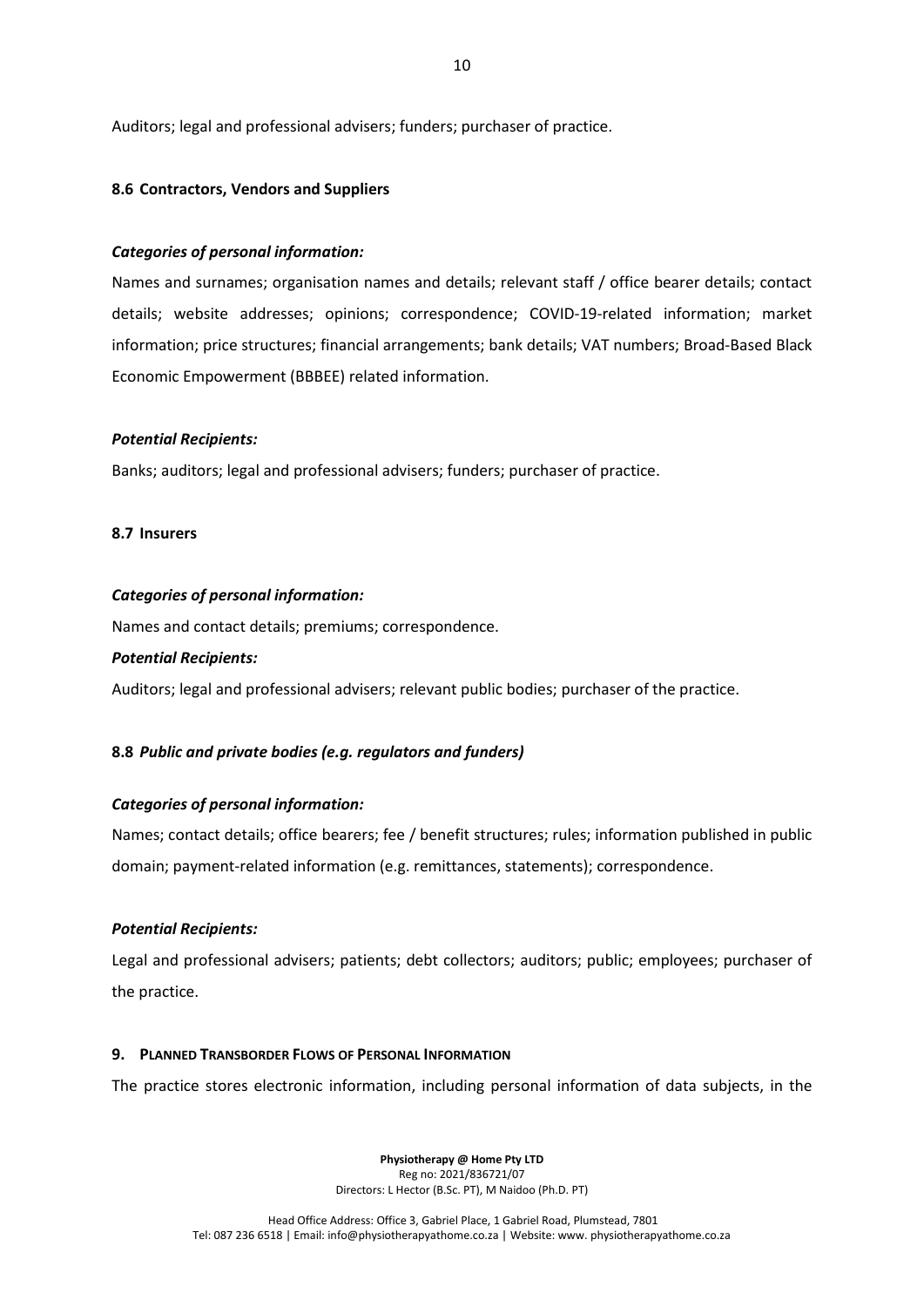Auditors; legal and professional advisers; funders; purchaser of practice.

### 8.6 Contractors, Vendors and Suppliers

***Categories of personal information:***

Names and surnames; organisation names and details; relevant staff / office bearer details; contact details; website addresses; opinions; correspondence; COVID-19-related information; market information; price structures; financial arrangements; bank details; VAT numbers; Broad-Based Black Economic Empowerment (BBBEE) related information.

***Potential Recipients:***

Banks; auditors; legal and professional advisers; funders; purchaser of practice.

### 8.7 Insurers

***Categories of personal information:***

Names and contact details; premiums; correspondence.

***Potential Recipients:***

Auditors; legal and professional advisers; relevant public bodies; purchaser of the practice.

### 8.8 *Public and private bodies (e.g. regulators and funders)*

***Categories of personal information:***

Names; contact details; office bearers; fee / benefit structures; rules; information published in public domain; payment-related information (e.g. remittances, statements); correspondence.

***Potential Recipients:***

Legal and professional advisers; patients; debt collectors; auditors; public; employees; purchaser of the practice.

## 9. Planned Transborder Flows of Personal Information

The practice stores electronic information, including personal information of data subjects, in the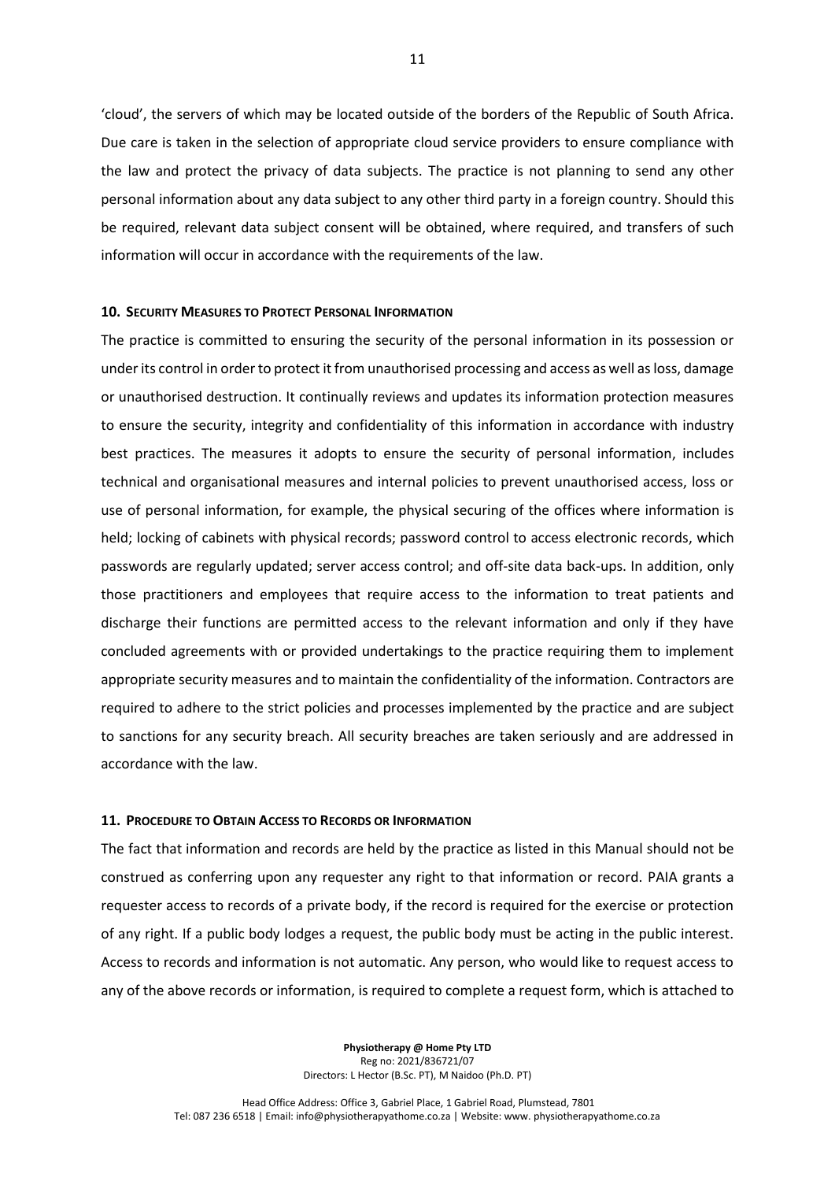'cloud', the servers of which may be located outside of the borders of the Republic of South Africa. Due care is taken in the selection of appropriate cloud service providers to ensure compliance with the law and protect the privacy of data subjects. The practice is not planning to send any other personal information about any data subject to any other third party in a foreign country. Should this be required, relevant data subject consent will be obtained, where required, and transfers of such information will occur in accordance with the requirements of the law.

## 10. Security Measures to Protect Personal Information

The practice is committed to ensuring the security of the personal information in its possession or under its control in order to protect it from unauthorised processing and access as well as loss, damage or unauthorised destruction. It continually reviews and updates its information protection measures to ensure the security, integrity and confidentiality of this information in accordance with industry best practices. The measures it adopts to ensure the security of personal information, includes technical and organisational measures and internal policies to prevent unauthorised access, loss or use of personal information, for example, the physical securing of the offices where information is held; locking of cabinets with physical records; password control to access electronic records, which passwords are regularly updated; server access control; and off-site data back-ups. In addition, only those practitioners and employees that require access to the information to treat patients and discharge their functions are permitted access to the relevant information and only if they have concluded agreements with or provided undertakings to the practice requiring them to implement appropriate security measures and to maintain the confidentiality of the information. Contractors are required to adhere to the strict policies and processes implemented by the practice and are subject to sanctions for any security breach. All security breaches are taken seriously and are addressed in accordance with the law.

## 11. Procedure to Obtain Access to Records or Information

The fact that information and records are held by the practice as listed in this Manual should not be construed as conferring upon any requester any right to that information or record. PAIA grants a requester access to records of a private body, if the record is required for the exercise or protection of any right. If a public body lodges a request, the public body must be acting in the public interest. Access to records and information is not automatic. Any person, who would like to request access to any of the above records or information, is required to complete a request form, which is attached to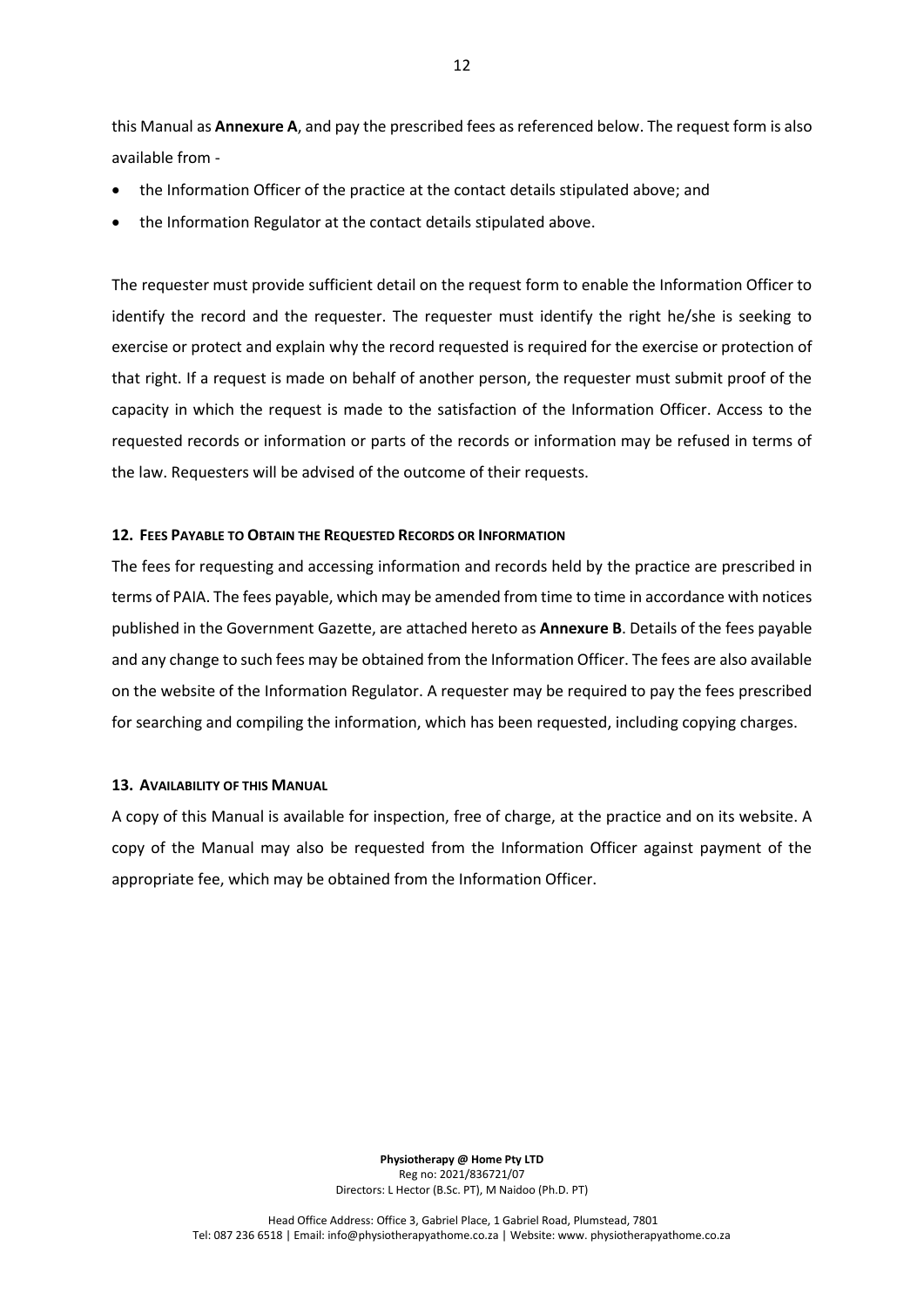this Manual as **Annexure A**, and pay the prescribed fees as referenced below. The request form is also available from -

- the Information Officer of the practice at the contact details stipulated above; and
- the Information Regulator at the contact details stipulated above.

The requester must provide sufficient detail on the request form to enable the Information Officer to identify the record and the requester. The requester must identify the right he/she is seeking to exercise or protect and explain why the record requested is required for the exercise or protection of that right. If a request is made on behalf of another person, the requester must submit proof of the capacity in which the request is made to the satisfaction of the Information Officer. Access to the requested records or information or parts of the records or information may be refused in terms of the law. Requesters will be advised of the outcome of their requests.

## 12. Fees Payable to Obtain the Requested Records or Information

The fees for requesting and accessing information and records held by the practice are prescribed in terms of PAIA. The fees payable, which may be amended from time to time in accordance with notices published in the Government Gazette, are attached hereto as **Annexure B**. Details of the fees payable and any change to such fees may be obtained from the Information Officer. The fees are also available on the website of the Information Regulator. A requester may be required to pay the fees prescribed for searching and compiling the information, which has been requested, including copying charges.

## 13. Availability of this Manual

A copy of this Manual is available for inspection, free of charge, at the practice and on its website. A copy of the Manual may also be requested from the Information Officer against payment of the appropriate fee, which may be obtained from the Information Officer.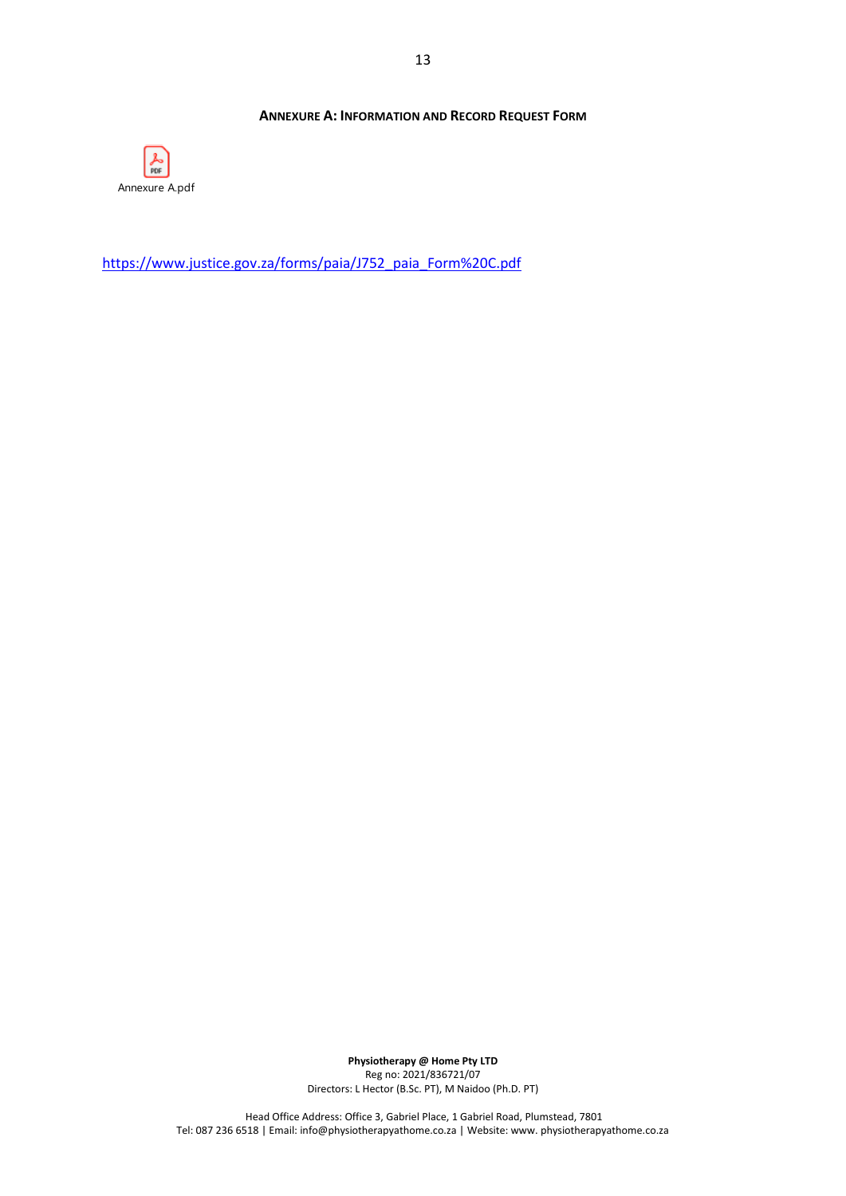## ANNEXURE A: INFORMATION AND RECORD REQUEST FORM

Annexure A.pdf

https://www.justice.gov.za/forms/paia/J752_paia_Form%20C.pdf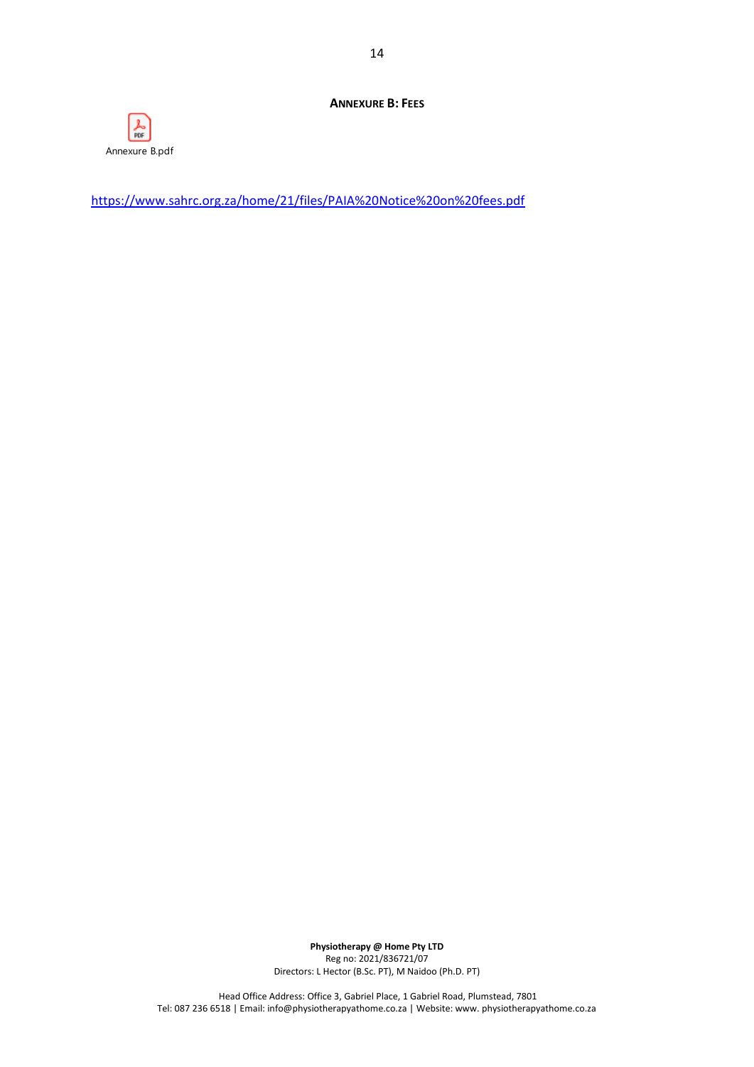## Annexure B: Fees

Annexure B.pdf

https://www.sahrc.org.za/home/21/files/PAIA%20Notice%20on%20fees.pdf